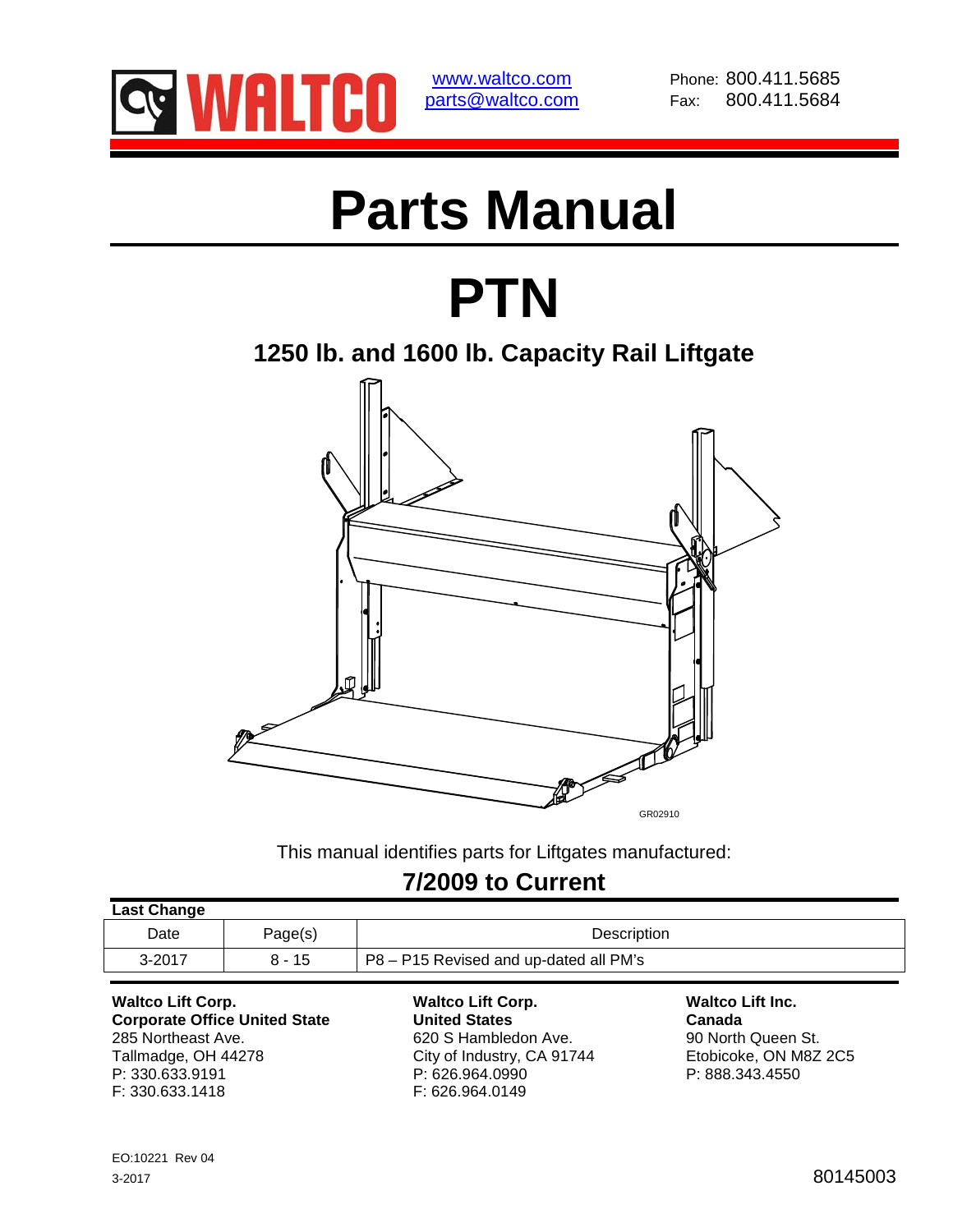WALTCO

www.waltco.com
parts@waltco.com

Phone: 800.411.5685
Fax: 800.411.5684

# Parts Manual

# PTN

## 1250 lb. and 1600 lb. Capacity Rail Liftgate

GR02910

This manual identifies parts for Liftgates manufactured:

## 7/2009 to Current

**Last Change**

| Date | Page(s) | Description |
|---|---|---|
| 3-2017 | 8 - 15 | P8 – P15 Revised and up-dated all PM's |

**Waltco Lift Corp.**
**Corporate Office United State**
285 Northeast Ave.
Tallmadge, OH 44278
P: 330.633.9191
F: 330.633.1418

**Waltco Lift Corp.**
**United States**
620 S Hambledon Ave.
City of Industry, CA 91744
P: 626.964.0990
F: 626.964.0149

**Waltco Lift Inc.**
**Canada**
90 North Queen St.
Etobicoke, ON M8Z 2C5
P: 888.343.4550

EO:10221 Rev 04
3-2017

80145003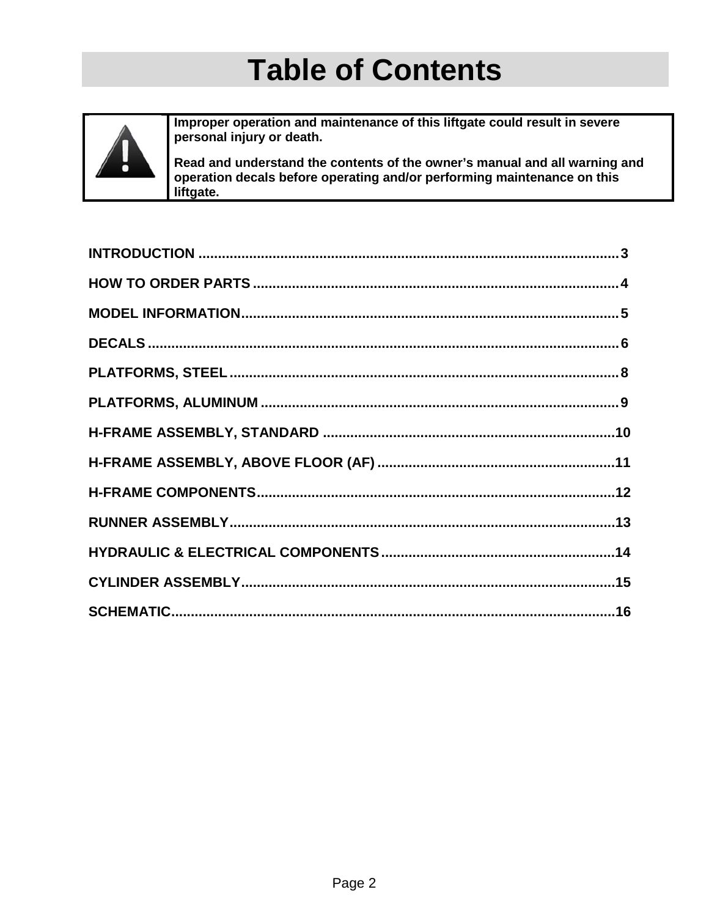# Table of Contents

| | |
|---|---|
| ⚠ | **Improper operation and maintenance of this liftgate could result in severe personal injury or death.**<br>**Read and understand the contents of the owner's manual and all warning and operation decals before operating and/or performing maintenance on this liftgate.** |

**INTRODUCTION** ........................................................................................................... **3**

**HOW TO ORDER PARTS** ............................................................................................. **4**

**MODEL INFORMATION** ................................................................................................ **5**

**DECALS** ........................................................................................................................ **6**

**PLATFORMS, STEEL** .................................................................................................... **8**

**PLATFORMS, ALUMINUM** ............................................................................................ **9**

**H-FRAME ASSEMBLY, STANDARD** ........................................................................... **10**

**H-FRAME ASSEMBLY, ABOVE FLOOR (AF)** ............................................................. **11**

**H-FRAME COMPONENTS** ........................................................................................... **12**

**RUNNER ASSEMBLY** ................................................................................................... **13**

**HYDRAULIC & ELECTRICAL COMPONENTS** ............................................................ **14**

**CYLINDER ASSEMBLY** ................................................................................................ **15**

**SCHEMATIC** .................................................................................................................. **16**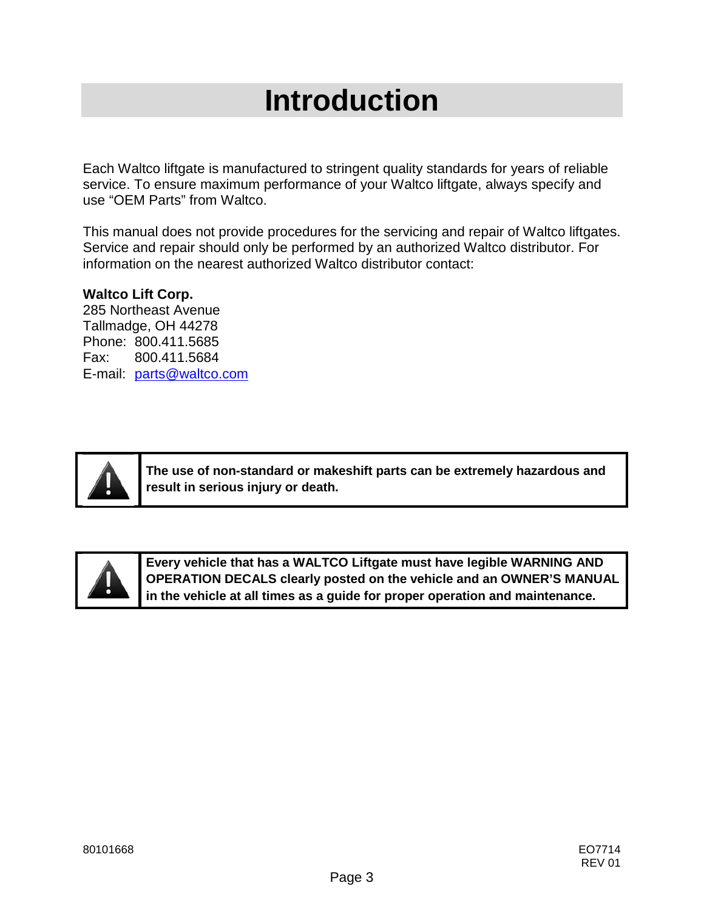# Introduction

Each Waltco liftgate is manufactured to stringent quality standards for years of reliable service. To ensure maximum performance of your Waltco liftgate, always specify and use "OEM Parts" from Waltco.

This manual does not provide procedures for the servicing and repair of Waltco liftgates. Service and repair should only be performed by an authorized Waltco distributor. For information on the nearest authorized Waltco distributor contact:

**Waltco Lift Corp.**
285 Northeast Avenue
Tallmadge, OH 44278
Phone: 800.411.5685
Fax: 800.411.5684
E-mail: parts@waltco.com

**The use of non-standard or makeshift parts can be extremely hazardous and result in serious injury or death.**

**Every vehicle that has a WALTCO Liftgate must have legible WARNING AND OPERATION DECALS clearly posted on the vehicle and an OWNER'S MANUAL in the vehicle at all times as a guide for proper operation and maintenance.**

80101668

EO7714
REV 01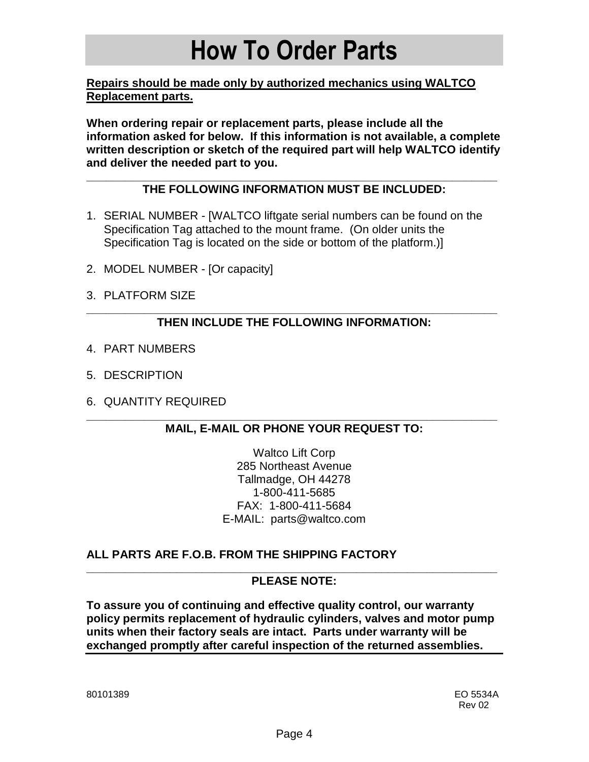# How To Order Parts

**Repairs should be made only by authorized mechanics using WALTCO Replacement parts.**

**When ordering repair or replacement parts, please include all the information asked for below. If this information is not available, a complete written description or sketch of the required part will help WALTCO identify and deliver the needed part to you.**

---

**THE FOLLOWING INFORMATION MUST BE INCLUDED:**

1. SERIAL NUMBER - [WALTCO liftgate serial numbers can be found on the Specification Tag attached to the mount frame. (On older units the Specification Tag is located on the side or bottom of the platform.)]
2. MODEL NUMBER - [Or capacity]
3. PLATFORM SIZE

---

**THEN INCLUDE THE FOLLOWING INFORMATION:**

4. PART NUMBERS
5. DESCRIPTION
6. QUANTITY REQUIRED

---

**MAIL, E-MAIL OR PHONE YOUR REQUEST TO:**

Waltco Lift Corp
285 Northeast Avenue
Tallmadge, OH 44278
1-800-411-5685
FAX: 1-800-411-5684
E-MAIL: parts@waltco.com

**ALL PARTS ARE F.O.B. FROM THE SHIPPING FACTORY**

---

**PLEASE NOTE:**

**To assure you of continuing and effective quality control, our warranty policy permits replacement of hydraulic cylinders, valves and motor pump units when their factory seals are intact. Parts under warranty will be exchanged promptly after careful inspection of the returned assemblies.**

80101389

EO 5534A
Rev 02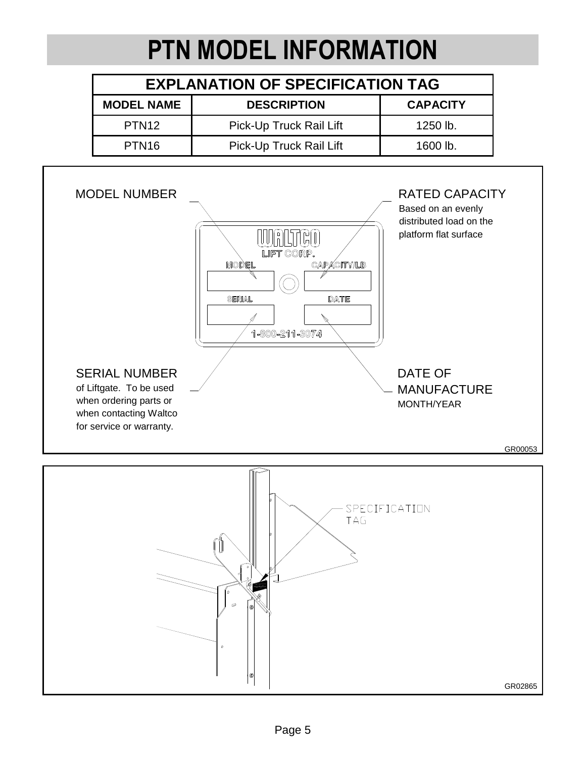# PTN MODEL INFORMATION

| EXPLANATION OF SPECIFICATION TAG | | |
|---|---|---|
| **MODEL NAME** | **DESCRIPTION** | **CAPACITY** |
| PTN12 | Pick-Up Truck Rail Lift | 1250 lb. |
| PTN16 | Pick-Up Truck Rail Lift | 1600 lb. |

MODEL NUMBER

RATED CAPACITY
Based on an evenly distributed load on the platform flat surface

WALTCO LIFT CORP.
MODEL
CAPACITY/LB
SERIAL
DATE
1-800-211-3074

SERIAL NUMBER
of Liftgate. To be used when ordering parts or when contacting Waltco for service or warranty.

DATE OF MANUFACTURE
MONTH/YEAR

GR00053

SPECIFICATION TAG

GR02865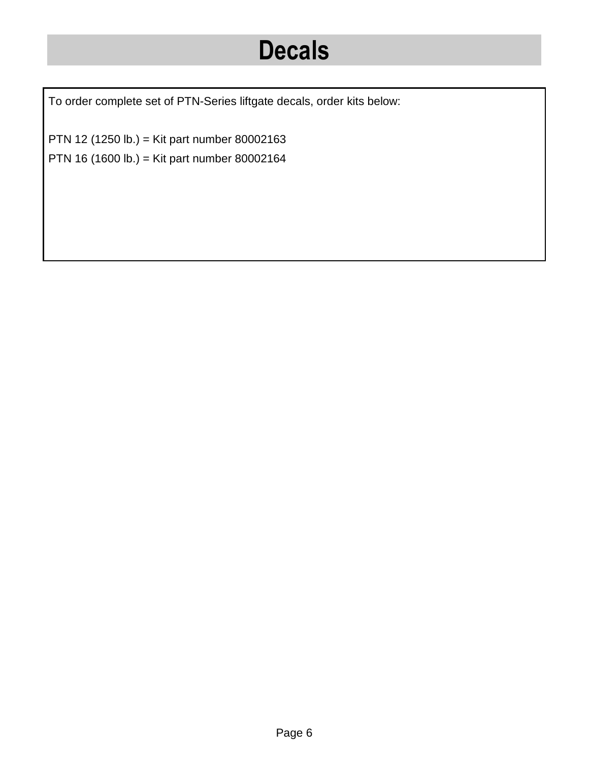# Decals

To order complete set of PTN-Series liftgate decals, order kits below:

PTN 12 (1250 lb.) = Kit part number 80002163
PTN 16 (1600 lb.) = Kit part number 80002164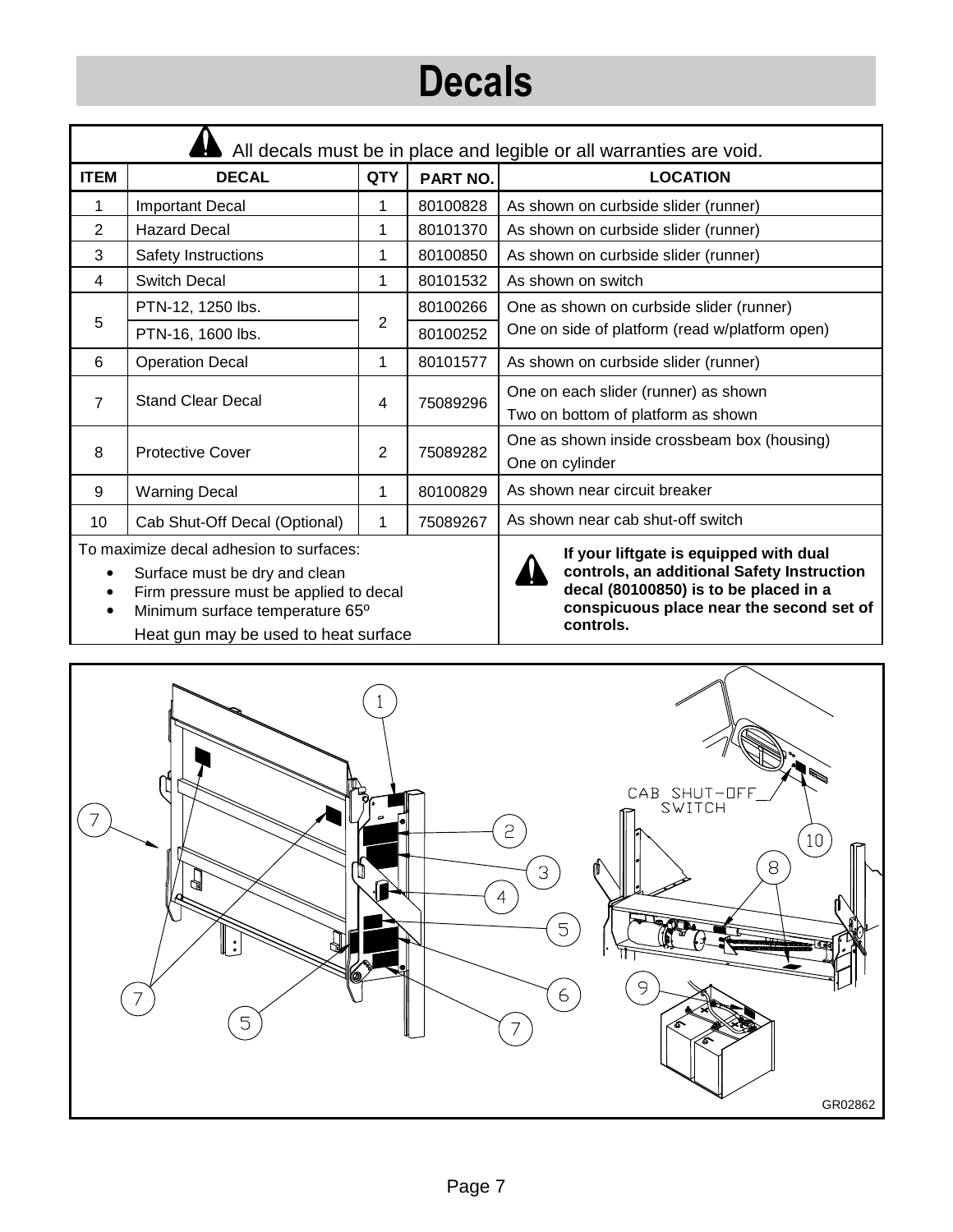# Decals

⚠ All decals must be in place and legible or all warranties are void.

| ITEM | DECAL | QTY | PART NO. | LOCATION |
|---|---|---|---|---|
| 1 | Important Decal | 1 | 80100828 | As shown on curbside slider (runner) |
| 2 | Hazard Decal | 1 | 80101370 | As shown on curbside slider (runner) |
| 3 | Safety Instructions | 1 | 80100850 | As shown on curbside slider (runner) |
| 4 | Switch Decal | 1 | 80101532 | As shown on switch |
| 5 | PTN-12, 1250 lbs. | 2 | 80100266 | One as shown on curbside slider (runner) One on side of platform (read w/platform open) |
| | PTN-16, 1600 lbs. | | 80100252 | |
| 6 | Operation Decal | 1 | 80101577 | As shown on curbside slider (runner) |
| 7 | Stand Clear Decal | 4 | 75089296 | One on each slider (runner) as shown Two on bottom of platform as shown |
| 8 | Protective Cover | 2 | 75089282 | One as shown inside crossbeam box (housing) One on cylinder |
| 9 | Warning Decal | 1 | 80100829 | As shown near circuit breaker |
| 10 | Cab Shut-Off Decal (Optional) | 1 | 75089267 | As shown near cab shut-off switch |

To maximize decal adhesion to surfaces:

- Surface must be dry and clean
- Firm pressure must be applied to decal
- Minimum surface temperature 65º

  Heat gun may be used to heat surface

⚠ **If your liftgate is equipped with dual controls, an additional Safety Instruction decal (80100850) is to be placed in a conspicuous place near the second set of controls.**

CAB SHUT-OFF SWITCH

GR02862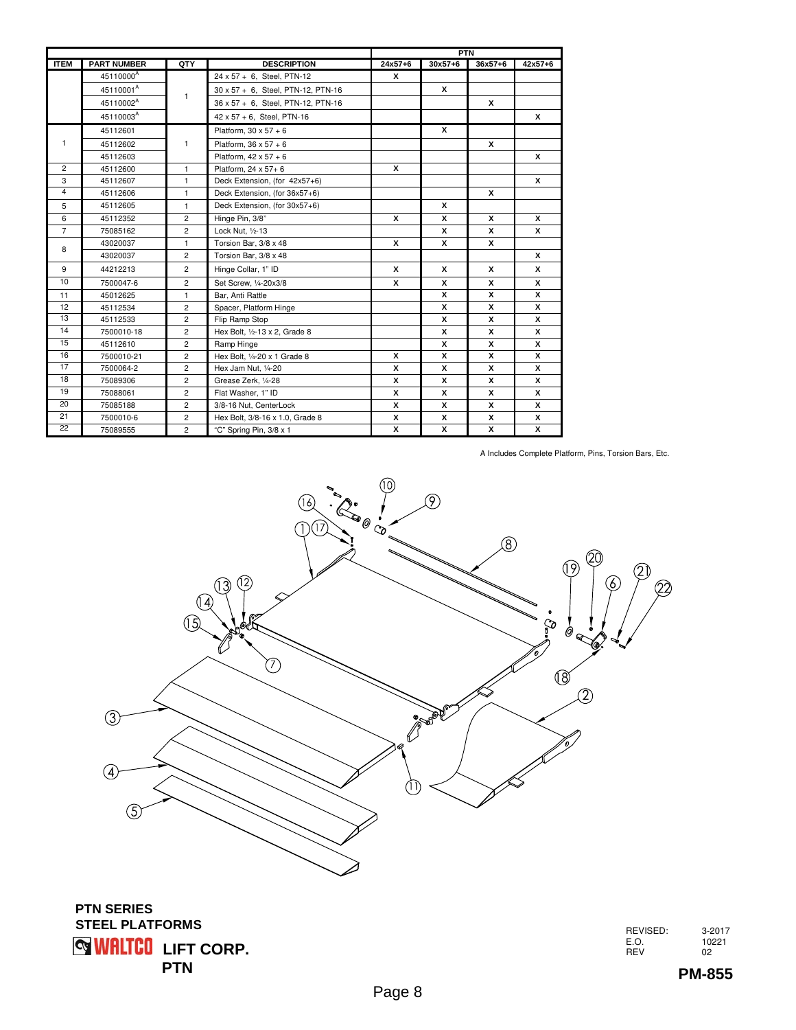| ITEM | PART NUMBER | QTY | DESCRIPTION | PTN 24x57+6 | PTN 30x57+6 | PTN 36x57+6 | PTN 42x57+6 |
|---|---|---|---|---|---|---|---|
| | 45110000[A] | 1 | 24 x 57 + 6, Steel, PTN-12 | X | | | |
| | 45110001[A] | | 30 x 57 + 6, Steel, PTN-12, PTN-16 | | X | | |
| | 45110002[A] | | 36 x 57 + 6, Steel, PTN-12, PTN-16 | | | X | |
| | 45110003[A] | | 42 x 57 + 6, Steel, PTN-16 | | | | X |
| 1 | 45112601 | 1 | Platform, 30 x 57 + 6 | | X | | |
| | 45112602 | | Platform, 36 x 57 + 6 | | | X | |
| | 45112603 | | Platform, 42 x 57 + 6 | | | | X |
| 2 | 45112600 | 1 | Platform, 24 x 57+ 6 | X | | | |
| 3 | 45112607 | 1 | Deck Extension, (for 42x57+6) | | | | X |
| 4 | 45112606 | 1 | Deck Extension, (for 36x57+6) | | | X | |
| 5 | 45112605 | 1 | Deck Extension, (for 30x57+6) | | X | | |
| 6 | 45112352 | 2 | Hinge Pin, 3/8" | X | X | X | X |
| 7 | 75085162 | 2 | Lock Nut, ½-13 | | X | X | X |
| 8 | 43020037 | 1 | Torsion Bar, 3/8 x 48 | X | X | X | |
| | 43020037 | 2 | Torsion Bar, 3/8 x 48 | | | | X |
| 9 | 44212213 | 2 | Hinge Collar, 1" ID | X | X | X | X |
| 10 | 7500047-6 | 2 | Set Screw, ¼-20x3/8 | X | X | X | X |
| 11 | 45012625 | 1 | Bar, Anti Rattle | | X | X | X |
| 12 | 45112534 | 2 | Spacer, Platform Hinge | | X | X | X |
| 13 | 45112533 | 2 | Flip Ramp Stop | | X | X | X |
| 14 | 7500010-18 | 2 | Hex Bolt, ½-13 x 2, Grade 8 | | X | X | X |
| 15 | 45112610 | 2 | Ramp Hinge | | X | X | X |
| 16 | 7500010-21 | 2 | Hex Bolt, ¼-20 x 1 Grade 8 | X | X | X | X |
| 17 | 7500064-2 | 2 | Hex Jam Nut, ¼-20 | X | X | X | X |
| 18 | 75089306 | 2 | Grease Zerk, ¼-28 | X | X | X | X |
| 19 | 75088061 | 2 | Flat Washer, 1" ID | X | X | X | X |
| 20 | 75085188 | 2 | 3/8-16 Nut, CenterLock | X | X | X | X |
| 21 | 7500010-6 | 2 | Hex Bolt, 3/8-16 x 1.0, Grade 8 | X | X | X | X |
| 22 | 75089555 | 2 | "C" Spring Pin, 3/8 x 1 | X | X | X | X |

A Includes Complete Platform, Pins, Torsion Bars, Etc.

**PTN SERIES**
**STEEL PLATFORMS**

**WALTCO LIFT CORP.**
**PTN**

REVISED: 3-2017
E.O. 10221
REV 02

**PM-855**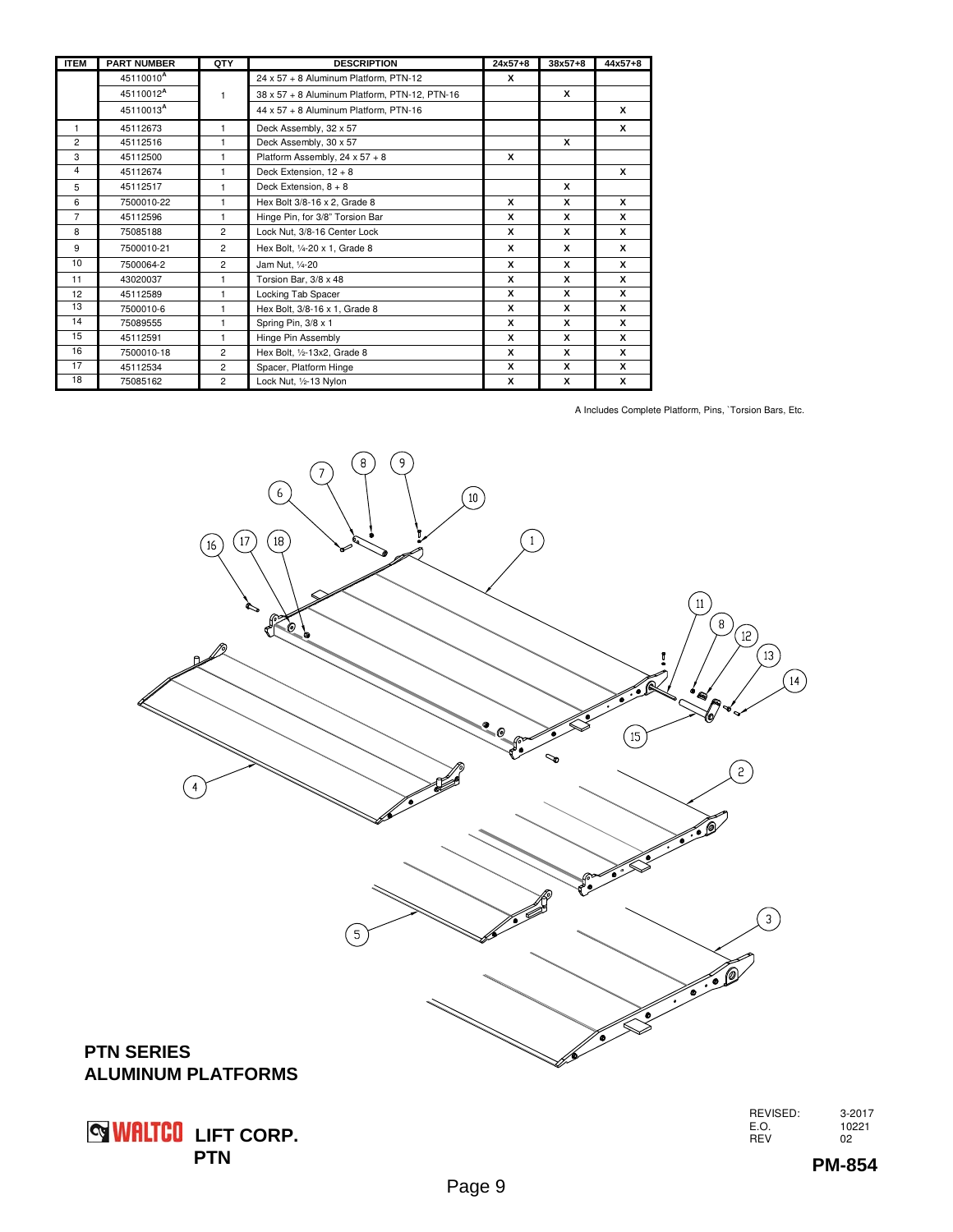| ITEM | PART NUMBER | QTY | DESCRIPTION | 24x57+8 | 38x57+8 | 44x57+8 |
|---|---|---|---|---|---|---|
| | 45110010[A] | 1 | 24 x 57 + 8 Aluminum Platform, PTN-12 | X | | |
| | 45110012[A] | | 38 x 57 + 8 Aluminum Platform, PTN-12, PTN-16 | | X | |
| | 45110013[A] | | 44 x 57 + 8 Aluminum Platform, PTN-16 | | | X |
| 1 | 45112673 | 1 | Deck Assembly, 32 x 57 | | | X |
| 2 | 45112516 | 1 | Deck Assembly, 30 x 57 | | X | |
| 3 | 45112500 | 1 | Platform Assembly, 24 x 57 + 8 | X | | |
| 4 | 45112674 | 1 | Deck Extension, 12 + 8 | | | X |
| 5 | 45112517 | 1 | Deck Extension, 8 + 8 | | X | |
| 6 | 7500010-22 | 1 | Hex Bolt 3/8-16 x 2, Grade 8 | X | X | X |
| 7 | 45112596 | 1 | Hinge Pin, for 3/8" Torsion Bar | X | X | X |
| 8 | 75085188 | 2 | Lock Nut, 3/8-16 Center Lock | X | X | X |
| 9 | 7500010-21 | 2 | Hex Bolt, ¼-20 x 1, Grade 8 | X | X | X |
| 10 | 7500064-2 | 2 | Jam Nut, ¼-20 | X | X | X |
| 11 | 43020037 | 1 | Torsion Bar, 3/8 x 48 | X | X | X |
| 12 | 45112589 | 1 | Locking Tab Spacer | X | X | X |
| 13 | 7500010-6 | 1 | Hex Bolt, 3/8-16 x 1, Grade 8 | X | X | X |
| 14 | 75089555 | 1 | Spring Pin, 3/8 x 1 | X | X | X |
| 15 | 45112591 | 1 | Hinge Pin Assembly | X | X | X |
| 16 | 7500010-18 | 2 | Hex Bolt, ½-13x2, Grade 8 | X | X | X |
| 17 | 45112534 | 2 | Spacer, Platform Hinge | X | X | X |
| 18 | 75085162 | 2 | Lock Nut, ½-13 Nylon | X | X | X |

A Includes Complete Platform, Pins, `Torsion Bars, Etc.

## PTN SERIES
## ALUMINUM PLATFORMS

WALTCO LIFT CORP.
PTN

REVISED: 3-2017
E.O. 10221
REV 02

PM-854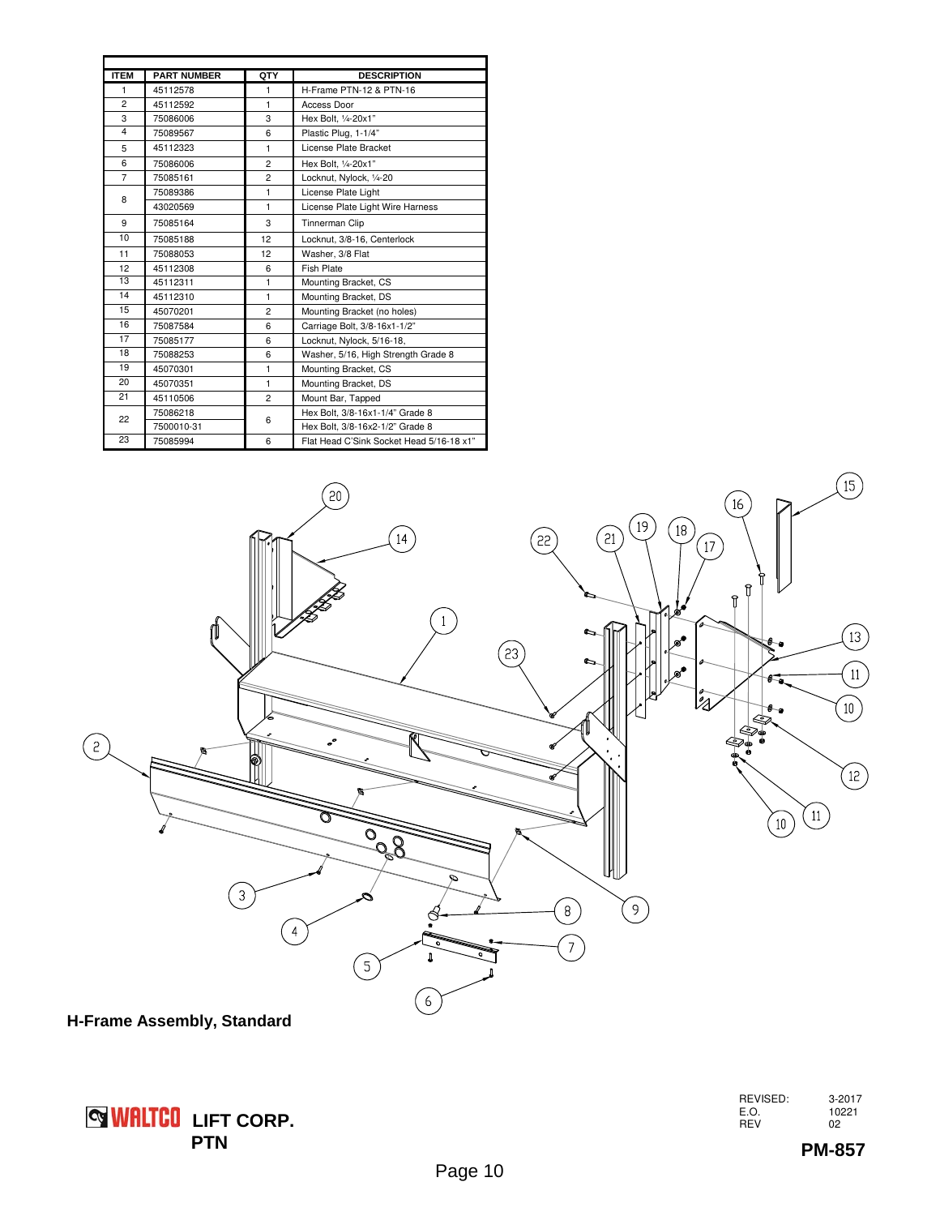| ITEM | PART NUMBER | QTY | DESCRIPTION |
|---|---|---|---|
| 1 | 45112578 | 1 | H-Frame PTN-12 & PTN-16 |
| 2 | 45112592 | 1 | Access Door |
| 3 | 75086006 | 3 | Hex Bolt, ¼-20x1" |
| 4 | 75089567 | 6 | Plastic Plug, 1-1/4" |
| 5 | 45112323 | 1 | License Plate Bracket |
| 6 | 75086006 | 2 | Hex Bolt, ¼-20x1" |
| 7 | 75085161 | 2 | Locknut, Nylock, ¼-20 |
| 8 | 75089386 | 1 | License Plate Light |
|  | 43020569 | 1 | License Plate Light Wire Harness |
| 9 | 75085164 | 3 | Tinnerman Clip |
| 10 | 75085188 | 12 | Locknut, 3/8-16, Centerlock |
| 11 | 75088053 | 12 | Washer, 3/8 Flat |
| 12 | 45112308 | 6 | Fish Plate |
| 13 | 45112311 | 1 | Mounting Bracket, CS |
| 14 | 45112310 | 1 | Mounting Bracket, DS |
| 15 | 45070201 | 2 | Mounting Bracket (no holes) |
| 16 | 75087584 | 6 | Carriage Bolt, 3/8-16x1-1/2" |
| 17 | 75085177 | 6 | Locknut, Nylock, 5/16-18, |
| 18 | 75088253 | 6 | Washer, 5/16, High Strength Grade 8 |
| 19 | 45070301 | 1 | Mounting Bracket, CS |
| 20 | 45070351 | 1 | Mounting Bracket, DS |
| 21 | 45110506 | 2 | Mount Bar, Tapped |
| 22 | 75086218 | 6 | Hex Bolt, 3/8-16x1-1/4" Grade 8 |
|  | 7500010-31 |  | Hex Bolt, 3/8-16x2-1/2" Grade 8 |
| 23 | 75085994 | 6 | Flat Head C'Sink Socket Head 5/16-18 x1" |

**H-Frame Assembly, Standard**

WALTCO LIFT CORP.
PTN

REVISED: 3-2017
E.O. 10221
REV 02

**PM-857**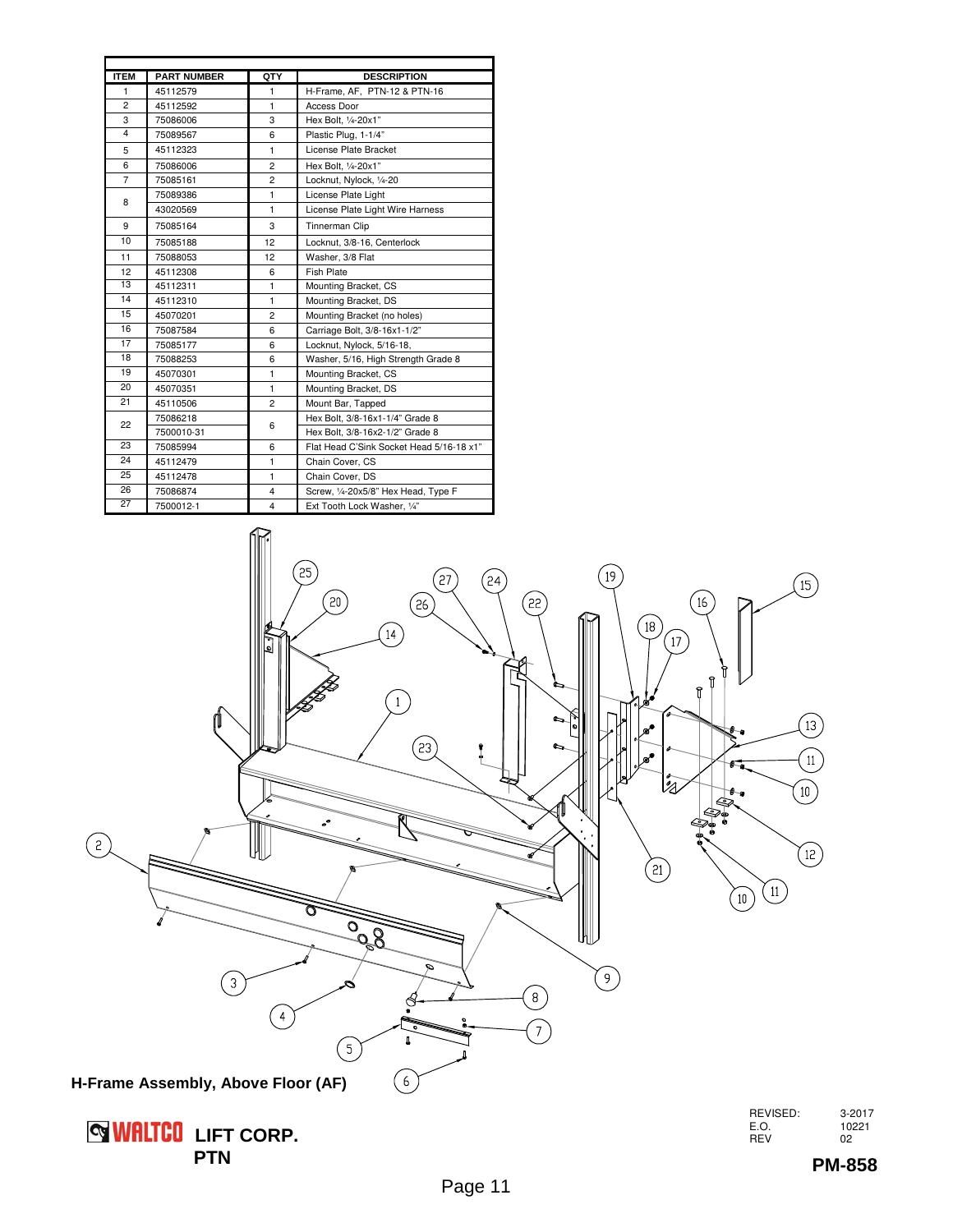| ITEM | PART NUMBER | QTY | DESCRIPTION |
|---|---|---|---|
| 1 | 45112579 | 1 | H-Frame, AF, PTN-12 & PTN-16 |
| 2 | 45112592 | 1 | Access Door |
| 3 | 75086006 | 3 | Hex Bolt, ¼-20x1" |
| 4 | 75089567 | 6 | Plastic Plug, 1-1/4" |
| 5 | 45112323 | 1 | License Plate Bracket |
| 6 | 75086006 | 2 | Hex Bolt, ¼-20x1" |
| 7 | 75085161 | 2 | Locknut, Nylock, ¼-20 |
| 8 | 75089386 | 1 | License Plate Light |
| | 43020569 | 1 | License Plate Light Wire Harness |
| 9 | 75085164 | 3 | Tinnerman Clip |
| 10 | 75085188 | 12 | Locknut, 3/8-16, Centerlock |
| 11 | 75088053 | 12 | Washer, 3/8 Flat |
| 12 | 45112308 | 6 | Fish Plate |
| 13 | 45112311 | 1 | Mounting Bracket, CS |
| 14 | 45112310 | 1 | Mounting Bracket, DS |
| 15 | 45070201 | 2 | Mounting Bracket (no holes) |
| 16 | 75087584 | 6 | Carriage Bolt, 3/8-16x1-1/2" |
| 17 | 75085177 | 6 | Locknut, Nylock, 5/16-18, |
| 18 | 75088253 | 6 | Washer, 5/16, High Strength Grade 8 |
| 19 | 45070301 | 1 | Mounting Bracket, CS |
| 20 | 45070351 | 1 | Mounting Bracket, DS |
| 21 | 45110506 | 2 | Mount Bar, Tapped |
| 22 | 75086218 | 6 | Hex Bolt, 3/8-16x1-1/4" Grade 8 |
| | 7500010-31 | | Hex Bolt, 3/8-16x2-1/2" Grade 8 |
| 23 | 75085994 | 6 | Flat Head C'Sink Socket Head 5/16-18 x1" |
| 24 | 45112479 | 1 | Chain Cover, CS |
| 25 | 45112478 | 1 | Chain Cover, DS |
| 26 | 75086874 | 4 | Screw, ¼-20x5/8" Hex Head, Type F |
| 27 | 7500012-1 | 4 | Ext Tooth Lock Washer, ¼" |

**H-Frame Assembly, Above Floor (AF)**

**WALTCO LIFT CORP.**
**PTN**

REVISED: 3-2017
E.O. 10221
REV 02

**PM-858**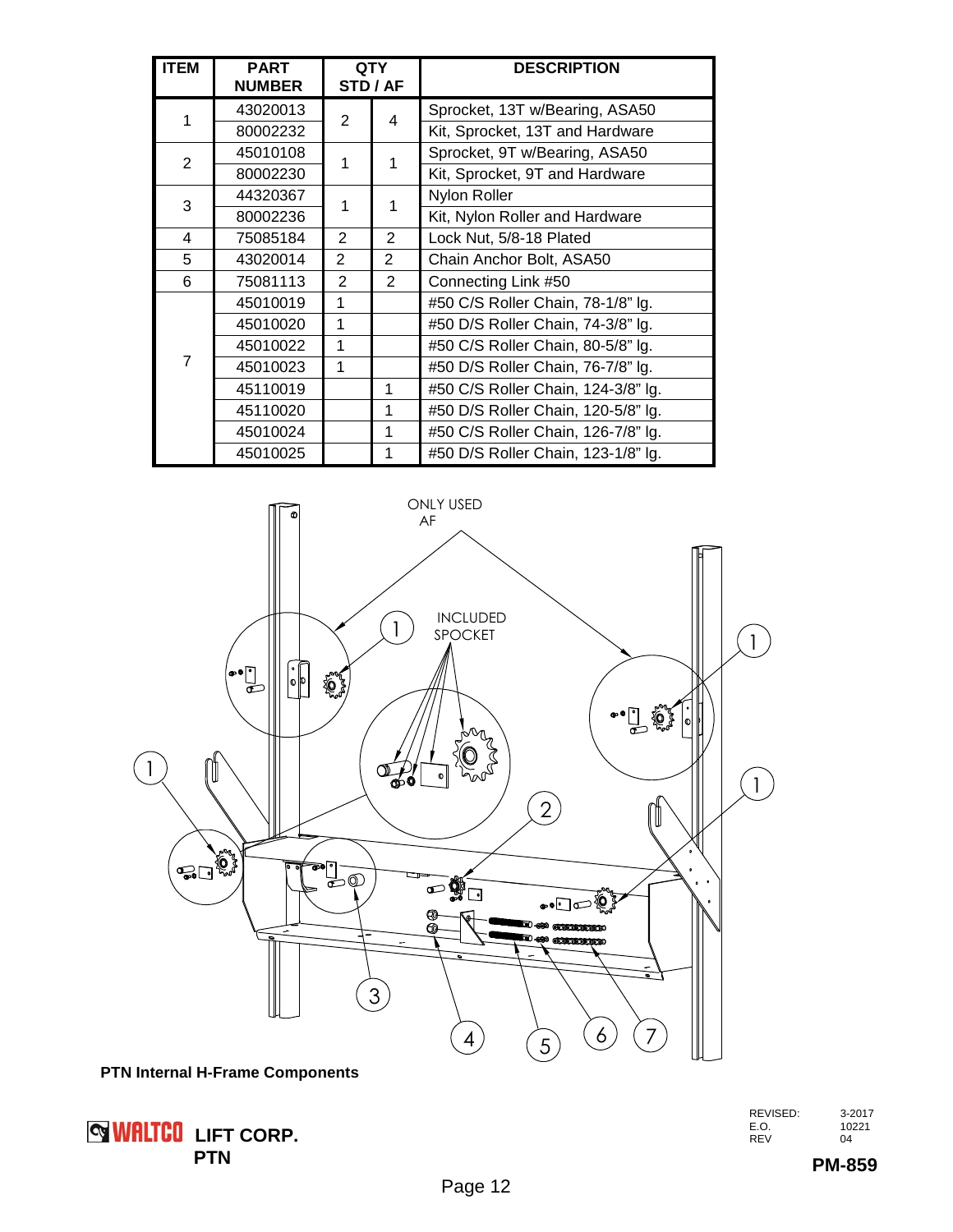| ITEM | PART NUMBER | QTY STD | QTY AF | DESCRIPTION |
|---|---|---|---|---|
| 1 | 43020013 | 2 | 4 | Sprocket, 13T w/Bearing, ASA50 |
| | 80002232 | | | Kit, Sprocket, 13T and Hardware |
| 2 | 45010108 | 1 | 1 | Sprocket, 9T w/Bearing, ASA50 |
| | 80002230 | | | Kit, Sprocket, 9T and Hardware |
| 3 | 44320367 | 1 | 1 | Nylon Roller |
| | 80002236 | | | Kit, Nylon Roller and Hardware |
| 4 | 75085184 | 2 | 2 | Lock Nut, 5/8-18 Plated |
| 5 | 43020014 | 2 | 2 | Chain Anchor Bolt, ASA50 |
| 6 | 75081113 | 2 | 2 | Connecting Link #50 |
| 7 | 45010019 | 1 | | #50 C/S Roller Chain, 78-1/8" lg. |
| | 45010020 | 1 | | #50 D/S Roller Chain, 74-3/8" lg. |
| | 45010022 | 1 | | #50 C/S Roller Chain, 80-5/8" lg. |
| | 45010023 | 1 | | #50 D/S Roller Chain, 76-7/8" lg. |
| | 45110019 | | 1 | #50 C/S Roller Chain, 124-3/8" lg. |
| | 45110020 | | 1 | #50 D/S Roller Chain, 120-5/8" lg. |
| | 45010024 | | 1 | #50 C/S Roller Chain, 126-7/8" lg. |
| | 45010025 | | 1 | #50 D/S Roller Chain, 123-1/8" lg. |

ONLY USED AF

INCLUDED SPOCKET

**PTN Internal H-Frame Components**

WALTCO LIFT CORP.
PTN

REVISED: 3-2017
E.O. 10221
REV 04

**PM-859**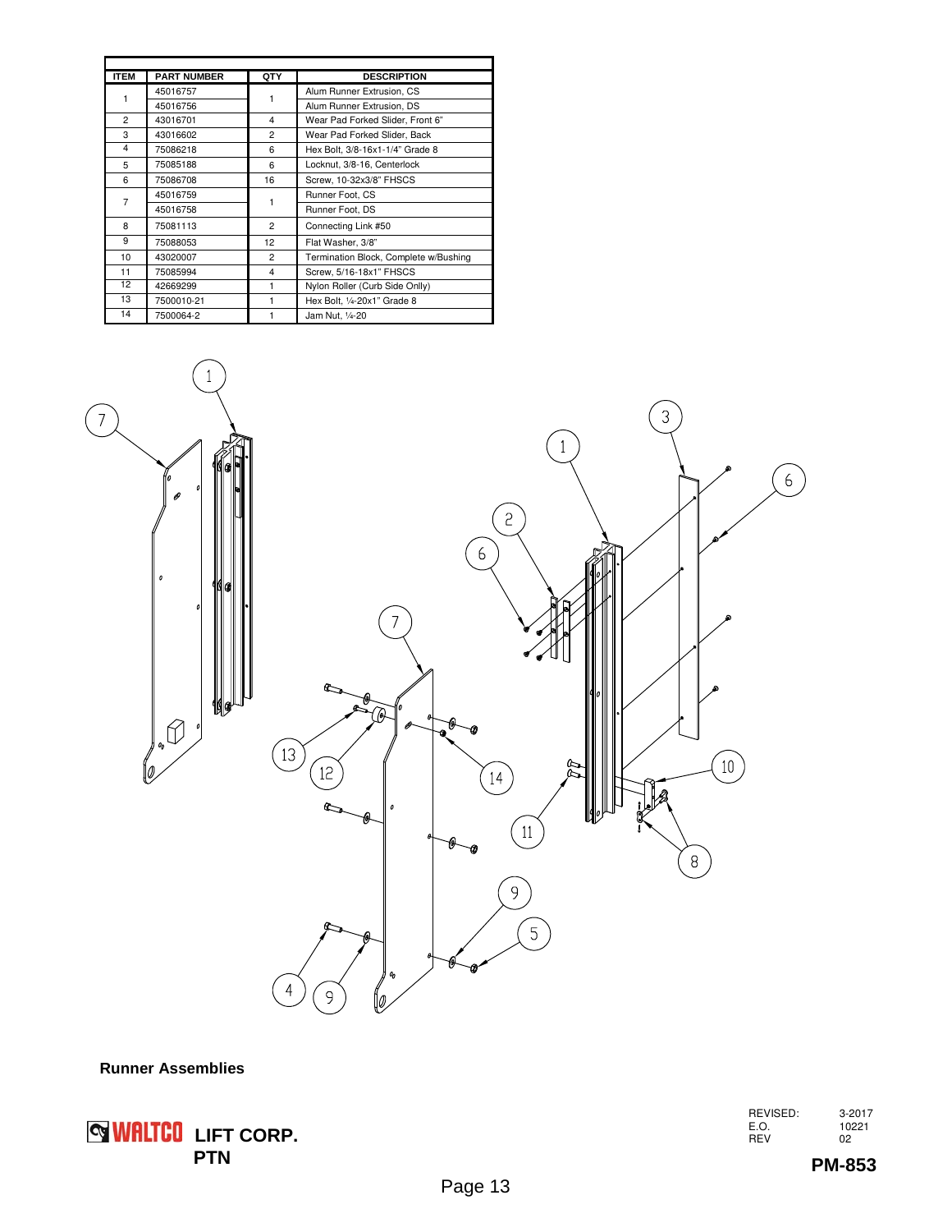| ITEM | PART NUMBER | QTY | DESCRIPTION |
|---|---|---|---|
| 1 | 45016757 | 1 | Alum Runner Extrusion, CS |
| | 45016756 | | Alum Runner Extrusion, DS |
| 2 | 43016701 | 4 | Wear Pad Forked Slider, Front 6" |
| 3 | 43016602 | 2 | Wear Pad Forked Slider, Back |
| 4 | 75086218 | 6 | Hex Bolt, 3/8-16x1-1/4" Grade 8 |
| 5 | 75085188 | 6 | Locknut, 3/8-16, Centerlock |
| 6 | 75086708 | 16 | Screw, 10-32x3/8" FHSCS |
| 7 | 45016759 | 1 | Runner Foot, CS |
| | 45016758 | | Runner Foot, DS |
| 8 | 75081113 | 2 | Connecting Link #50 |
| 9 | 75088053 | 12 | Flat Washer, 3/8" |
| 10 | 43020007 | 2 | Termination Block, Complete w/Bushing |
| 11 | 75085994 | 4 | Screw, 5/16-18x1" FHSCS |
| 12 | 42669299 | 1 | Nylon Roller (Curb Side Onlly) |
| 13 | 7500010-21 | 1 | Hex Bolt, ¼-20x1" Grade 8 |
| 14 | 7500064-2 | 1 | Jam Nut, ¼-20 |

**Runner Assemblies**

WALTCO LIFT CORP.
PTN

REVISED: 3-2017
E.O. 10221
REV 02

**PM-853**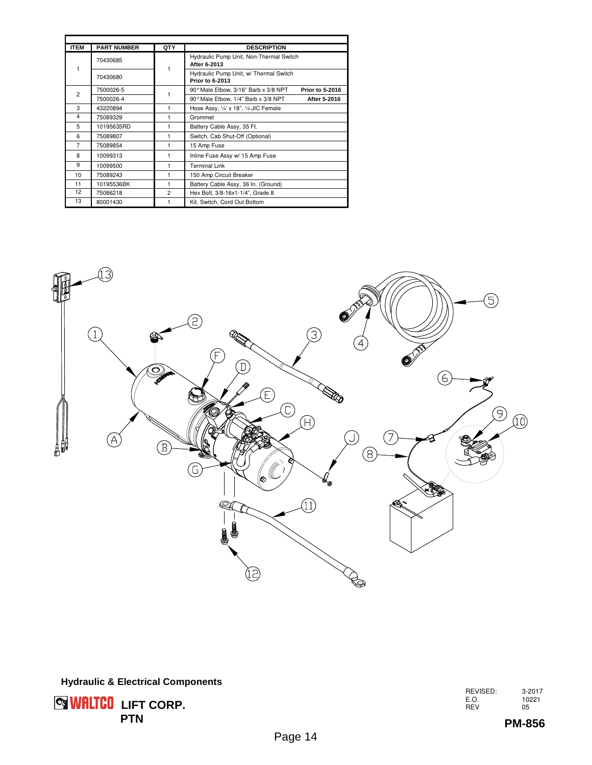| ITEM | PART NUMBER | QTY | DESCRIPTION |
|---|---|---|---|
| 1 | 70430685 | 1 | Hydraulic Pump Unit, Non-Thermal Switch **After 6-2013** |
| | 70430680 | | Hydraulic Pump Unit, w/ Thermal Switch **Prior to 6-2013** |
| 2 | 7500026-5 | 1 | 90° Male Elbow, 3/16" Barb x 3/8 NPT **Prior to 5-2016** |
| | 7500026-4 | | 90° Male Elbow, 1/4" Barb x 3/8 NPT **After 5-2016** |
| 3 | 43220894 | 1 | Hose Assy, ¼" x 18", ¼ JIC Female |
| 4 | 75089329 | 1 | Grommet |
| 5 | 10195635RD | 1 | Battery Cable Assy, 35 Ft. |
| 6 | 75089807 | 1 | Switch, Cab Shut-Off (Optional) |
| 7 | 75089854 | 1 | 15 Amp Fuse |
| 8 | 10099313 | 1 | Inline Fuse Assy w/ 15 Amp Fuse |
| 9 | 10099500 | 1 | Terminal Link |
| 10 | 75089243 | 1 | 150 Amp Circuit Breaker |
| 11 | 10195536BK | 1 | Battery Cable Assy, 36 In. (Ground) |
| 12 | 75086218 | 2 | Hex Bolt, 3/8-16x1-1/4", Grade 8 |
| 13 | 80001430 | 1 | Kit, Switch, Cord Out Bottom |

**Hydraulic & Electrical Components**

WALTCO LIFT CORP.

PTN

REVISED: 3-2017
E.O. 10221
REV 05

**PM-856**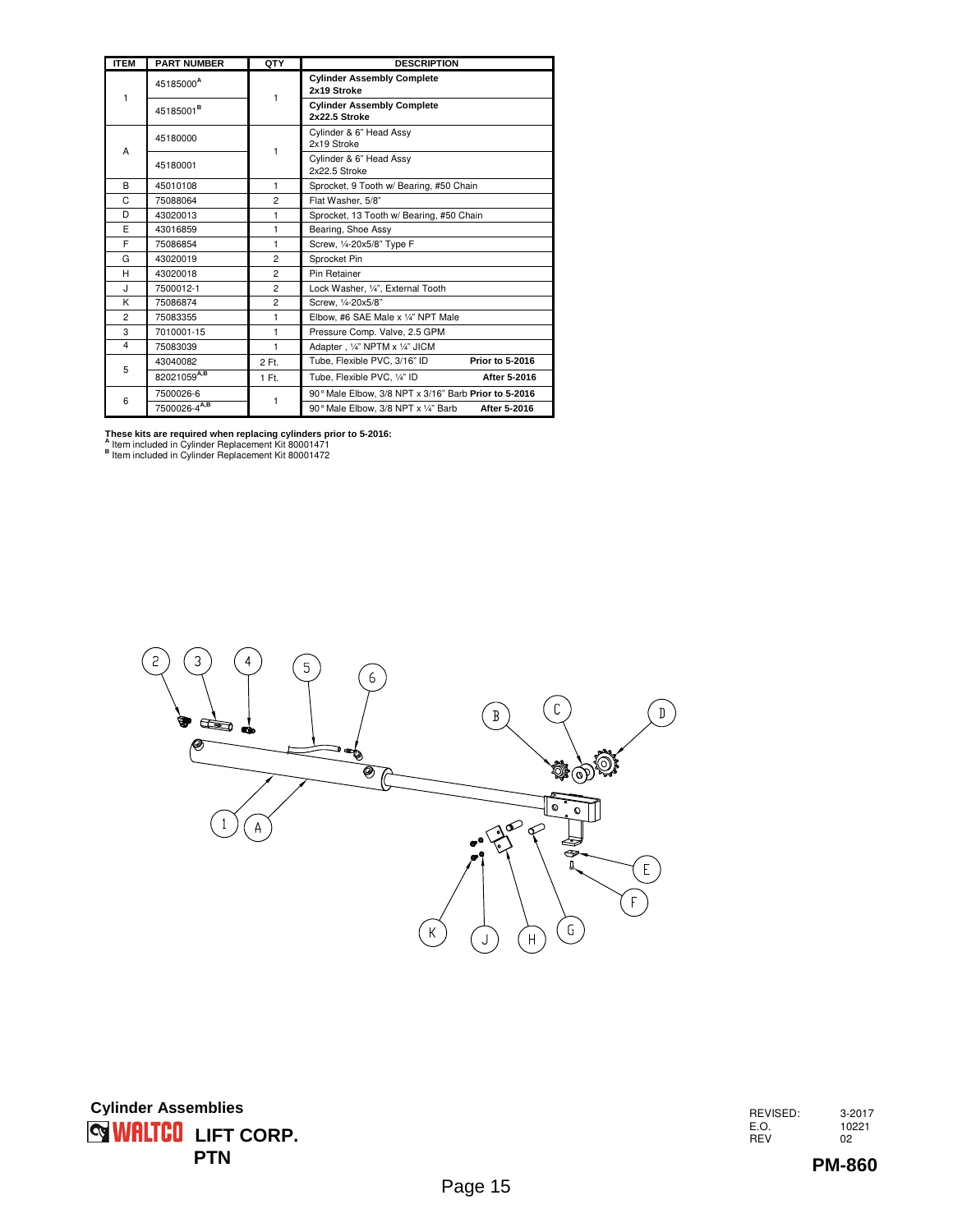| ITEM | PART NUMBER | QTY | DESCRIPTION |
|---|---|---|---|
| 1 | 45185000[A] | 1 | **Cylinder Assembly Complete 2x19 Stroke** |
| | 45185001[B] | | **Cylinder Assembly Complete 2x22.5 Stroke** |
| A | 45180000 | 1 | Cylinder & 6" Head Assy 2x19 Stroke |
| | 45180001 | | Cylinder & 6" Head Assy 2x22.5 Stroke |
| B | 45010108 | 1 | Sprocket, 9 Tooth w/ Bearing, #50 Chain |
| C | 75088064 | 2 | Flat Washer, 5/8" |
| D | 43020013 | 1 | Sprocket, 13 Tooth w/ Bearing, #50 Chain |
| E | 43016859 | 1 | Bearing, Shoe Assy |
| F | 75086854 | 1 | Screw, ¼-20x5/8" Type F |
| G | 43020019 | 2 | Sprocket Pin |
| H | 43020018 | 2 | Pin Retainer |
| J | 7500012-1 | 2 | Lock Washer, ¼", External Tooth |
| K | 75086874 | 2 | Screw, ¼-20x5/8" |
| 2 | 75083355 | 1 | Elbow, #6 SAE Male x ¼" NPT Male |
| 3 | 7010001-15 | 1 | Pressure Comp. Valve, 2.5 GPM |
| 4 | 75083039 | 1 | Adapter , ¼" NPTM x ¼" JICM |
| 5 | 43040082 | 2 Ft. | Tube, Flexible PVC, 3/16" ID **Prior to 5-2016** |
| | 82021059[A,B] | 1 Ft. | Tube, Flexible PVC, ¼" ID **After 5-2016** |
| 6 | 7500026-6 | 1 | 90° Male Elbow, 3/8 NPT x 3/16" Barb **Prior to 5-2016** |
| | 7500026-4[A,B] | | 90° Male Elbow, 3/8 NPT x ¼" Barb **After 5-2016** |

**These kits are required when replacing cylinders prior to 5-2016:**
[A] Item included in Cylinder Replacement Kit 80001471
[B] Item included in Cylinder Replacement Kit 80001472

**Cylinder Assemblies**

**WALTCO LIFT CORP.**
**PTN**

REVISED: 3-2017
E.O. 10221
REV 02

**PM-860**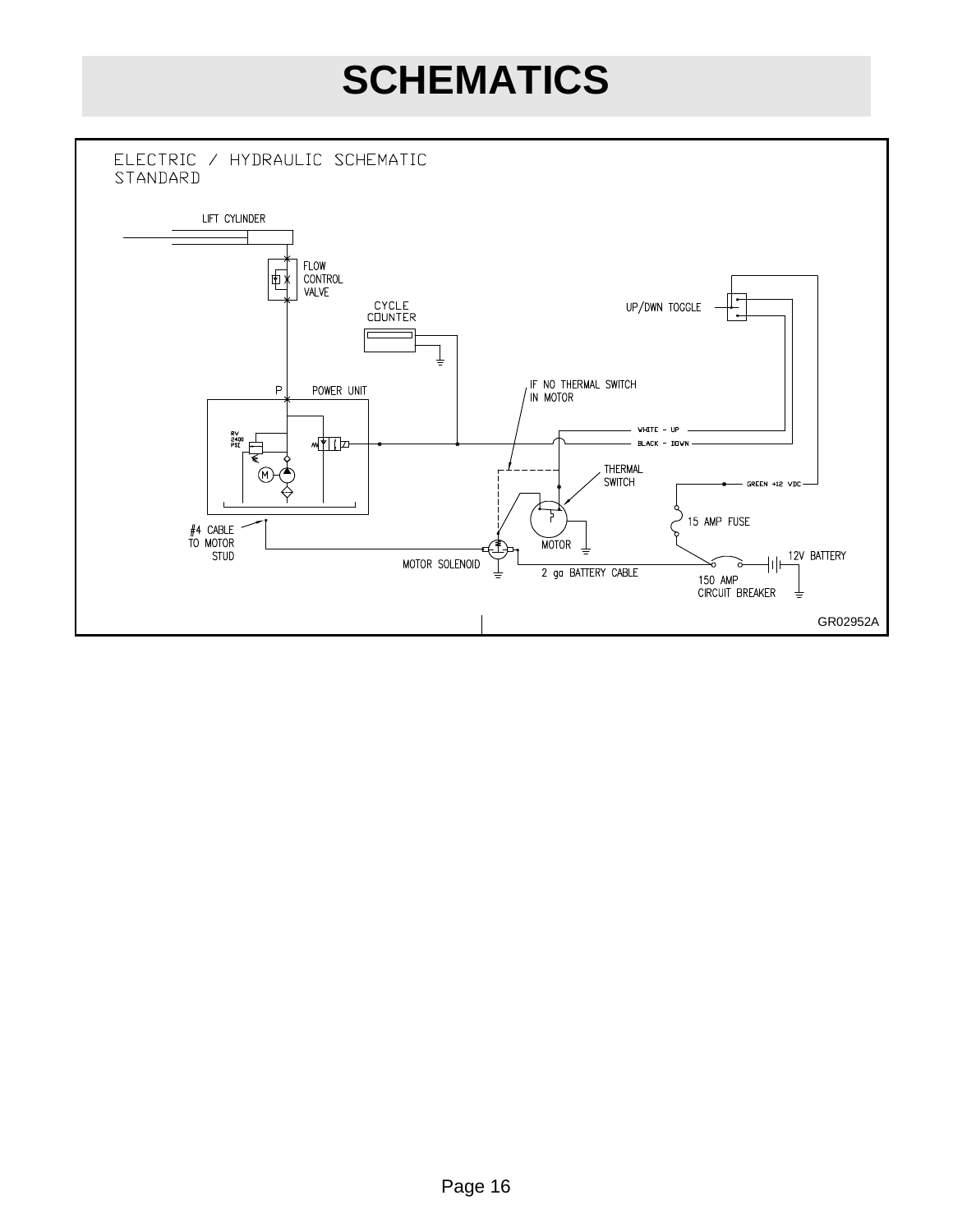# SCHEMATICS

ELECTRIC / HYDRAULIC SCHEMATIC
STANDARD

LIFT CYLINDER

FLOW CONTROL VALVE

CYCLE COUNTER

UP/DWN TOGGLE

P

POWER UNIT

RV 2400 PSI

IF NO THERMAL SWITCH IN MOTOR

WHITE – UP

BLACK – DOWN

THERMAL SWITCH

GREEN +12 VDC

15 AMP FUSE

#4 CABLE TO MOTOR STUD

MOTOR

12V BATTERY

MOTOR SOLENOID

2 ga BATTERY CABLE

150 AMP CIRCUIT BREAKER

GR02952A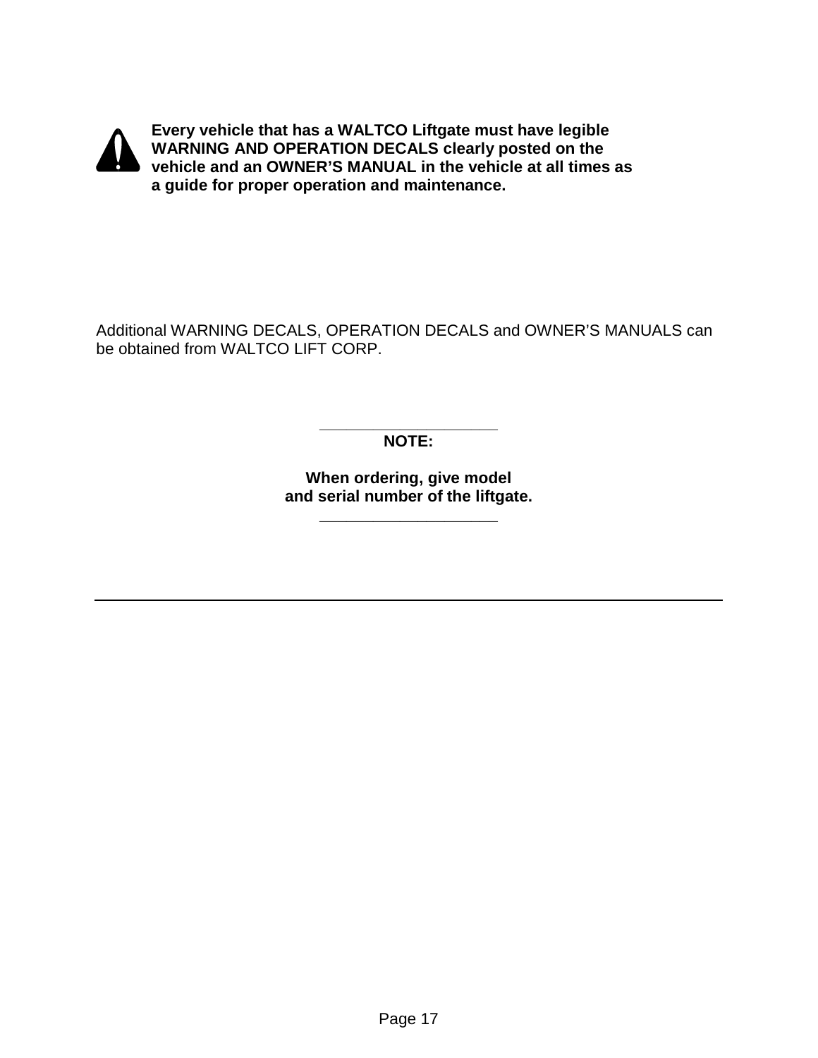**Every vehicle that has a WALTCO Liftgate must have legible WARNING AND OPERATION DECALS clearly posted on the vehicle and an OWNER'S MANUAL in the vehicle at all times as a guide for proper operation and maintenance.**

Additional WARNING DECALS, OPERATION DECALS and OWNER'S MANUALS can be obtained from WALTCO LIFT CORP.

**NOTE:**

**When ordering, give model and serial number of the liftgate.**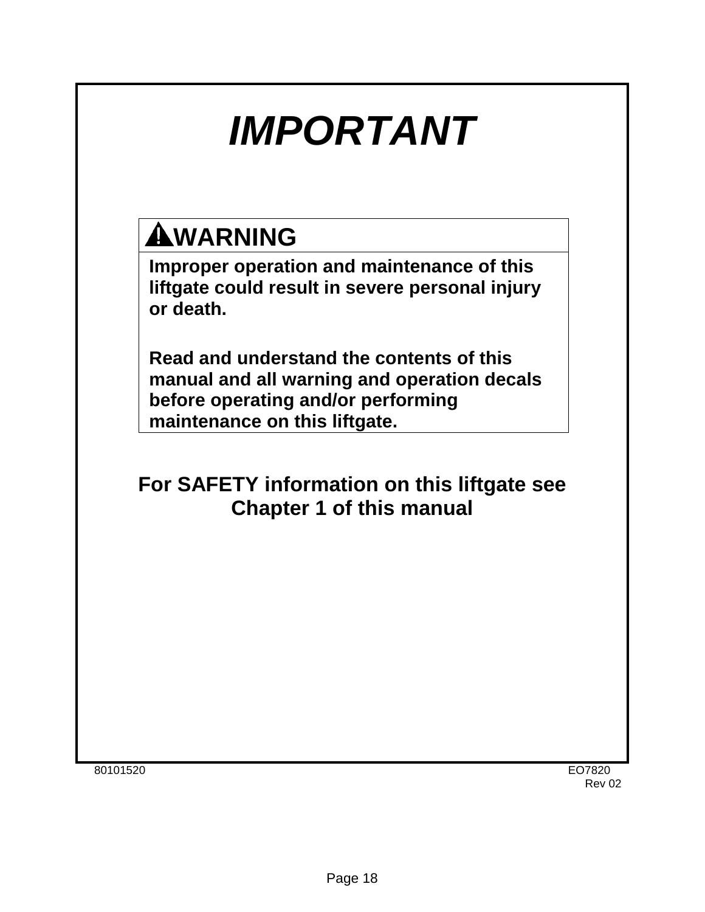# *IMPORTANT*

| ⚠WARNING |
| --- |
| **Improper operation and maintenance of this liftgate could result in severe personal injury or death.**<br><br>**Read and understand the contents of this manual and all warning and operation decals before operating and/or performing maintenance on this liftgate.** |

**For SAFETY information on this liftgate see Chapter 1 of this manual**

80101520

EO7820
Rev 02